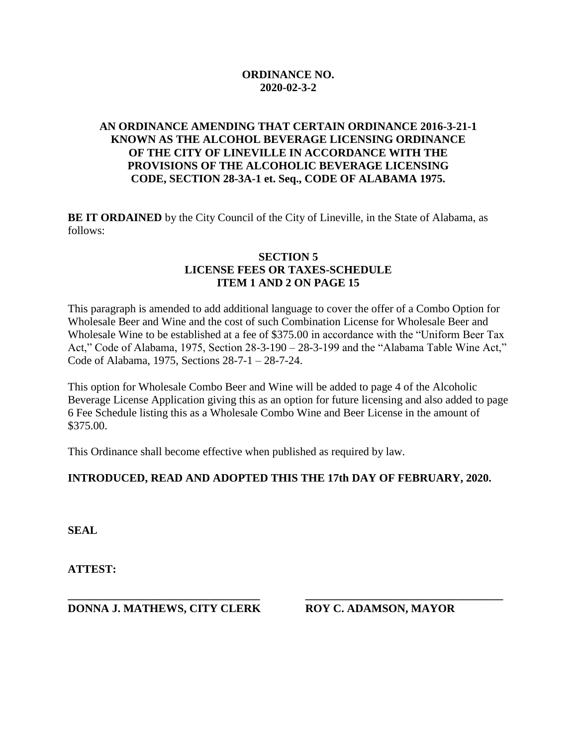**ORDINANCE NO.**
**2020-02-3-2**

**AN ORDINANCE AMENDING THAT CERTAIN ORDINANCE 2016-3-21-1 KNOWN AS THE ALCOHOL BEVERAGE LICENSING ORDINANCE OF THE CITY OF LINEVILLE IN ACCORDANCE WITH THE PROVISIONS OF THE ALCOHOLIC BEVERAGE LICENSING CODE, SECTION 28-3A-1 et. Seq., CODE OF ALABAMA 1975.**

**BE IT ORDAINED** by the City Council of the City of Lineville, in the State of Alabama, as follows:

**SECTION 5**
**LICENSE FEES OR TAXES-SCHEDULE**
**ITEM 1 AND 2 ON PAGE 15**

This paragraph is amended to add additional language to cover the offer of a Combo Option for Wholesale Beer and Wine and the cost of such Combination License for Wholesale Beer and Wholesale Wine to be established at a fee of $375.00 in accordance with the "Uniform Beer Tax Act," Code of Alabama, 1975, Section 28-3-190 – 28-3-199 and the "Alabama Table Wine Act," Code of Alabama, 1975, Sections 28-7-1 – 28-7-24.

This option for Wholesale Combo Beer and Wine will be added to page 4 of the Alcoholic Beverage License Application giving this as an option for future licensing and also added to page 6 Fee Schedule listing this as a Wholesale Combo Wine and Beer License in the amount of $375.00.

This Ordinance shall become effective when published as required by law.

**INTRODUCED, READ AND ADOPTED THIS THE 17th DAY OF FEBRUARY, 2020.**

**SEAL**

**ATTEST:**

______________________________ ______________________________
**DONNA J. MATHEWS, CITY CLERK** **ROY C. ADAMSON, MAYOR**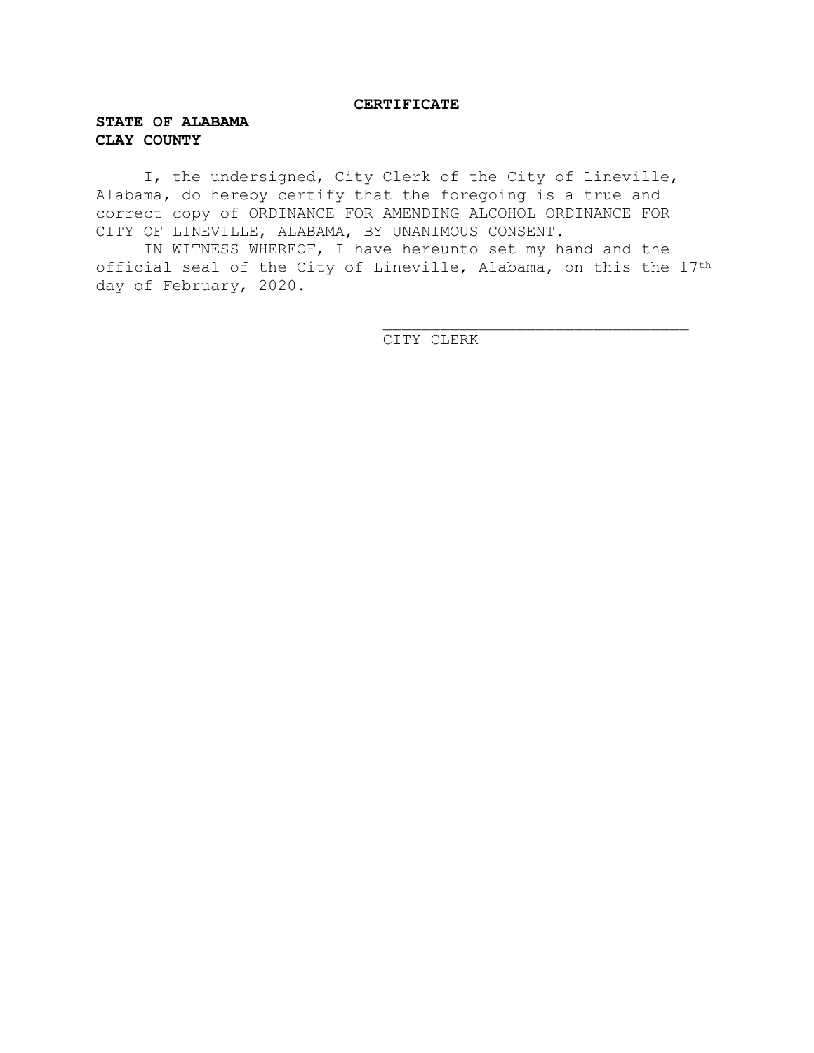**CERTIFICATE**

**STATE OF ALABAMA**
**CLAY COUNTY**

I, the undersigned, City Clerk of the City of Lineville, Alabama, do hereby certify that the foregoing is a true and correct copy of ORDINANCE FOR AMENDING ALCOHOL ORDINANCE FOR CITY OF LINEVILLE, ALABAMA, BY UNANIMOUS CONSENT.

IN WITNESS WHEREOF, I have hereunto set my hand and the official seal of the City of Lineville, Alabama, on this the 17th day of February, 2020.

\_\_\_\_\_\_\_\_\_\_\_\_\_\_\_\_\_\_\_\_\_\_\_\_\_\_\_\_\_\_\_\_\_
CITY CLERK